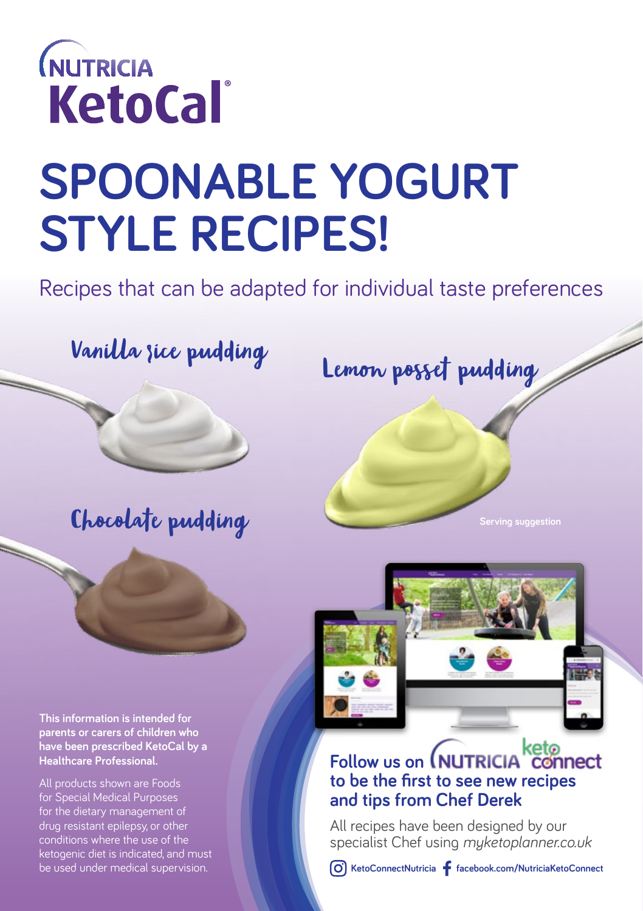NUTRICIA

# KetoCal®

# SPOONABLE YOGURT STYLE RECIPES!

Recipes that can be adapted for individual taste preferences

Vanilla rice pudding

Lemon posset pudding

Chocolate pudding

Serving suggestion

**This information is intended for parents or carers of children who have been prescribed KetoCal by a Healthcare Professional.**

All products shown are Foods for Special Medical Purposes for the dietary management of drug resistant epilepsy, or other conditions where the use of the ketogenic diet is indicated, and must be used under medical supervision.

## Follow us on NUTRICIA keto connect to be the first to see new recipes and tips from Chef Derek

All recipes have been designed by our specialist Chef using *myketoplanner.co.uk*

KetoConnectNutricia facebook.com/NutriciaKetoConnect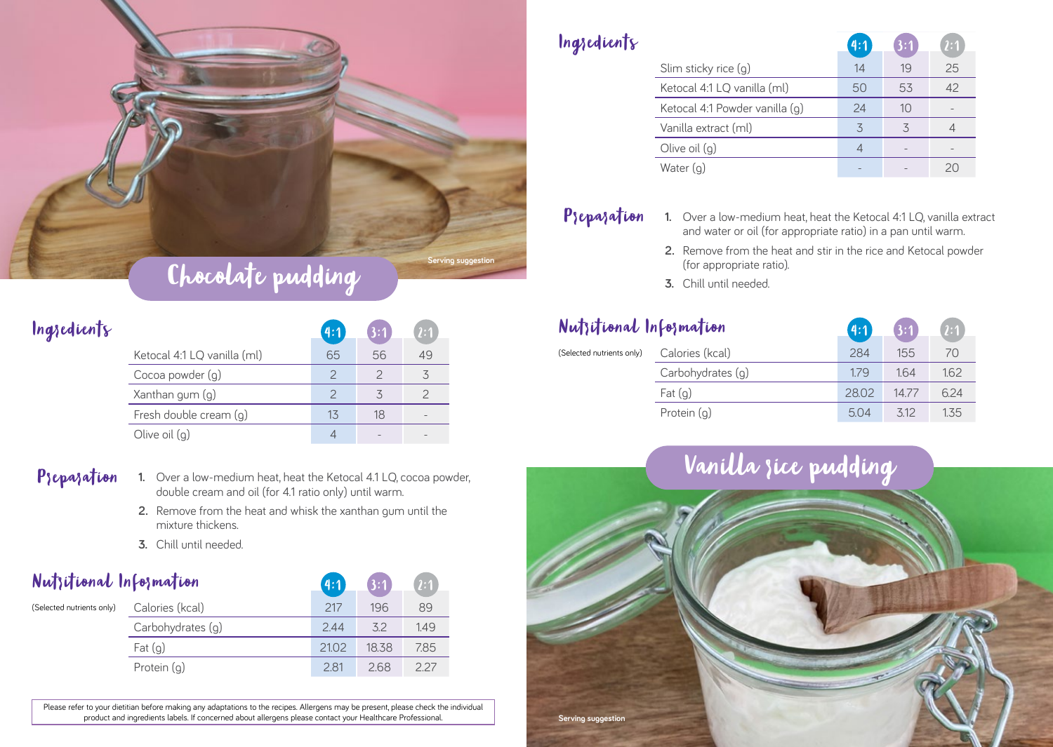## Chocolate pudding

Serving suggestion

### Ingredients

| | 4:1 | 3:1 | 2:1 |
|---|---|---|---|
| Ketocal 4:1 LQ vanilla (ml) | 65 | 56 | 49 |
| Cocoa powder (g) | 2 | 2 | 3 |
| Xanthan gum (g) | 2 | 3 | 2 |
| Fresh double cream (g) | 13 | 18 | - |
| Olive oil (g) | 4 | - | - |

### Preparation

1. Over a low-medium heat, heat the Ketocal 4.1 LQ, cocoa powder, double cream and oil (for 4.1 ratio only) until warm.
2. Remove from the heat and whisk the xanthan gum until the mixture thickens.
3. Chill until needed.

### Nutritional Information

(Selected nutrients only)

| | 4:1 | 3:1 | 2:1 |
|---|---|---|---|
| Calories (kcal) | 217 | 196 | 89 |
| Carbohydrates (g) | 2.44 | 3.2 | 1.49 |
| Fat (g) | 21.02 | 18.38 | 7.85 |
| Protein (g) | 2.81 | 2.68 | 2.27 |

Please refer to your dietitian before making any adaptations to the recipes. Allergens may be present, please check the individual product and ingredients labels. If concerned about allergens please contact your Healthcare Professional.

## Vanilla rice pudding

### Ingredients

| | 4:1 | 3:1 | 2:1 |
|---|---|---|---|
| Slim sticky rice (g) | 14 | 19 | 25 |
| Ketocal 4:1 LQ vanilla (ml) | 50 | 53 | 42 |
| Ketocal 4:1 Powder vanilla (g) | 24 | 10 | - |
| Vanilla extract (ml) | 3 | 3 | 4 |
| Olive oil (g) | 4 | - | - |
| Water (g) | - | - | 20 |

### Preparation

1. Over a low-medium heat, heat the Ketocal 4:1 LQ, vanilla extract and water or oil (for appropriate ratio) in a pan until warm.
2. Remove from the heat and stir in the rice and Ketocal powder (for appropriate ratio).
3. Chill until needed.

### Nutritional Information

(Selected nutrients only)

| | 4:1 | 3:1 | 2:1 |
|---|---|---|---|
| Calories (kcal) | 284 | 155 | 70 |
| Carbohydrates (g) | 1.79 | 1.64 | 1.62 |
| Fat (g) | 28.02 | 14.77 | 6.24 |
| Protein (g) | 5.04 | 3.12 | 1.35 |

Serving suggestion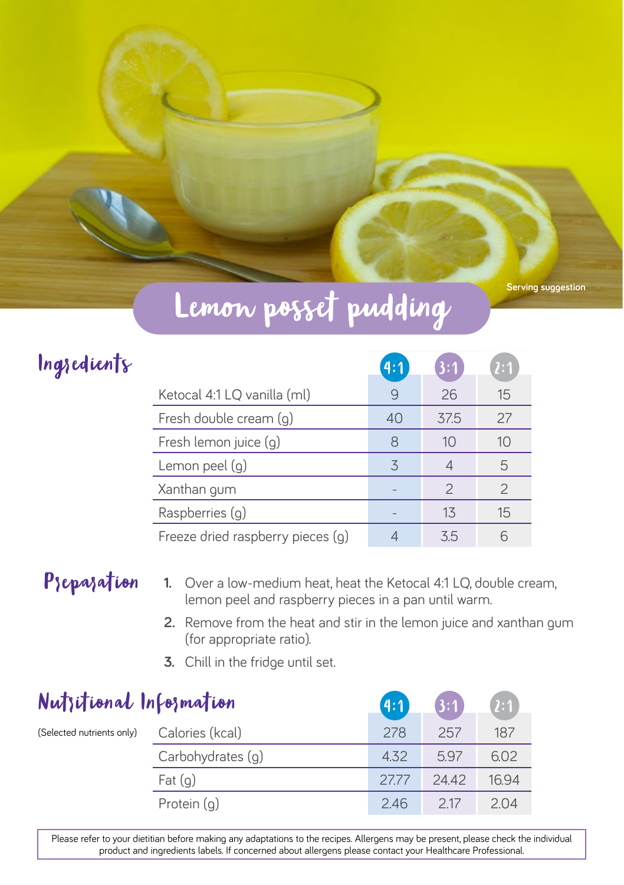Serving suggestion

# Lemon posset pudding

## Ingredients

| | 4:1 | 3:1 | 2:1 |
|---|---|---|---|
| Ketocal 4:1 LQ vanilla (ml) | 9 | 26 | 15 |
| Fresh double cream (g) | 40 | 37.5 | 27 |
| Fresh lemon juice (g) | 8 | 10 | 10 |
| Lemon peel (g) | 3 | 4 | 5 |
| Xanthan gum | - | 2 | 2 |
| Raspberries (g) | - | 13 | 15 |
| Freeze dried raspberry pieces (g) | 4 | 3.5 | 6 |

## Preparation

1. Over a low-medium heat, heat the Ketocal 4:1 LQ, double cream, lemon peel and raspberry pieces in a pan until warm.
2. Remove from the heat and stir in the lemon juice and xanthan gum (for appropriate ratio).
3. Chill in the fridge until set.

## Nutritional Information

(Selected nutrients only)

| | 4:1 | 3:1 | 2:1 |
|---|---|---|---|
| Calories (kcal) | 278 | 257 | 187 |
| Carbohydrates (g) | 4.32 | 5.97 | 6.02 |
| Fat (g) | 27.77 | 24.42 | 16.94 |
| Protein (g) | 2.46 | 2.17 | 2.04 |

Please refer to your dietitian before making any adaptations to the recipes. Allergens may be present, please check the individual product and ingredients labels. If concerned about allergens please contact your Healthcare Professional.